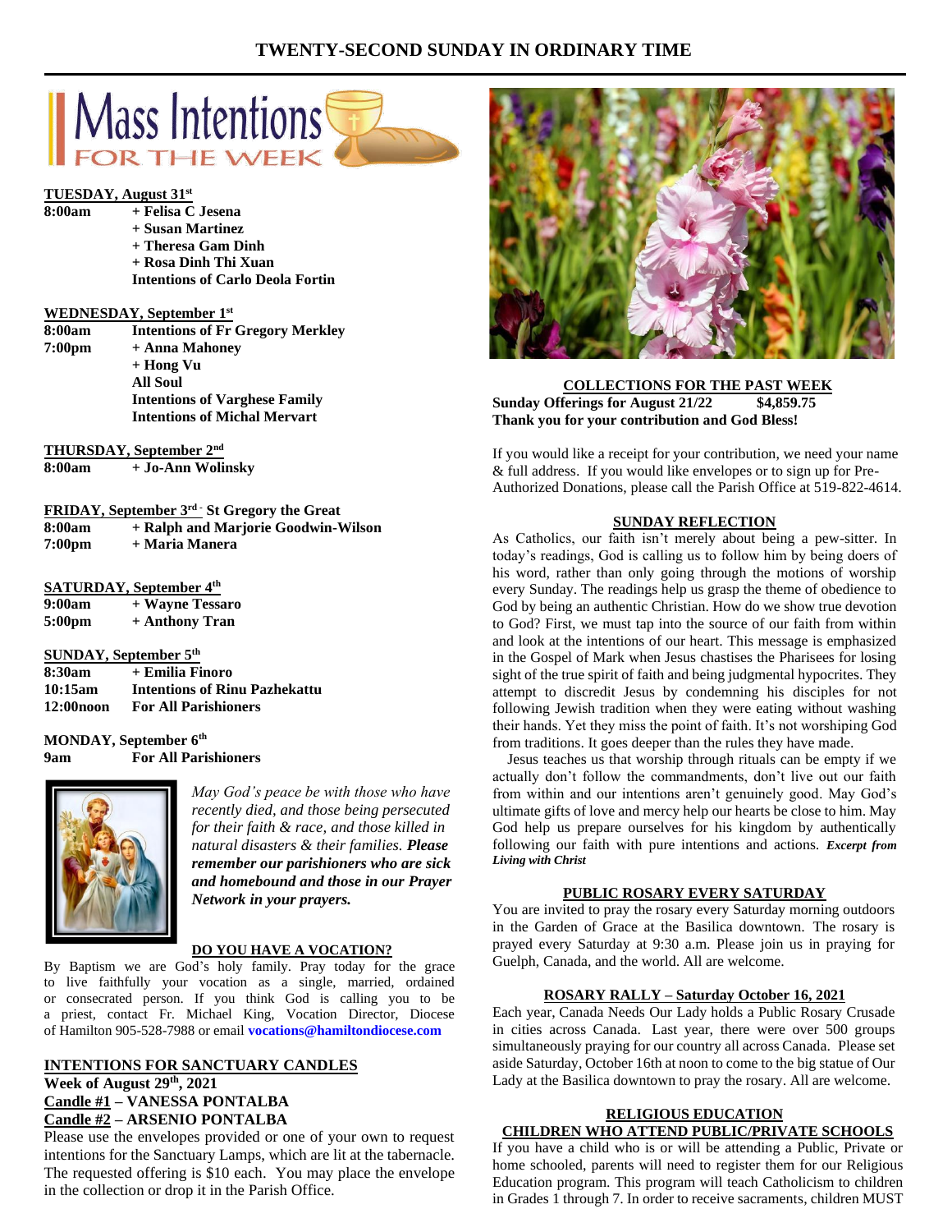# TWENTY-SECOND SUNDAY IN ORDINARY TIME

## Mass Intentions FOR THE WEEK

**TUESDAY, August 31st**

**8:00am** + Felisa C Jesena
+ Susan Martinez
+ Theresa Gam Dinh
+ Rosa Dinh Thi Xuan
Intentions of Carlo Deola Fortin

**WEDNESDAY, September 1st**

**8:00am** Intentions of Fr Gregory Merkley
**7:00pm** + Anna Mahoney
+ Hong Vu
All Soul
Intentions of Varghese Family
Intentions of Michal Mervart

**THURSDAY, September 2nd**

**8:00am** + Jo-Ann Wolinsky

**FRIDAY, September 3rd - St Gregory the Great**

**8:00am** + Ralph and Marjorie Goodwin-Wilson
**7:00pm** + Maria Manera

**SATURDAY, September 4th**

**9:00am** + Wayne Tessaro
**5:00pm** + Anthony Tran

**SUNDAY, September 5th**

**8:30am** + Emilia Finoro
**10:15am** Intentions of Rinu Pazhekattu
**12:00noon** For All Parishioners

**MONDAY, September 6th**

**9am** For All Parishioners

*May God's peace be with those who have recently died, and those being persecuted for their faith & race, and those killed in natural disasters & their families.* ***Please remember our parishioners who are sick and homebound and those in our Prayer Network in your prayers.***

**DO YOU HAVE A VOCATION?**

By Baptism we are God's holy family. Pray today for the grace to live faithfully your vocation as a single, married, ordained or consecrated person. If you think God is calling you to be a priest, contact Fr. Michael King, Vocation Director, Diocese of Hamilton 905-528-7988 or email **vocations@hamiltondiocese.com**

**INTENTIONS FOR SANCTUARY CANDLES**

**Week of August 29th, 2021**
**Candle #1 – VANESSA PONTALBA**
**Candle #2 – ARSENIO PONTALBA**

Please use the envelopes provided or one of your own to request intentions for the Sanctuary Lamps, which are lit at the tabernacle. The requested offering is $10 each. You may place the envelope in the collection or drop it in the Parish Office.

**COLLECTIONS FOR THE PAST WEEK**

**Sunday Offerings for August 21/22 $4,859.75**
**Thank you for your contribution and God Bless!**

If you would like a receipt for your contribution, we need your name & full address. If you would like envelopes or to sign up for Pre-Authorized Donations, please call the Parish Office at 519-822-4614.

**SUNDAY REFLECTION**

As Catholics, our faith isn't merely about being a pew-sitter. In today's readings, God is calling us to follow him by being doers of his word, rather than only going through the motions of worship every Sunday. The readings help us grasp the theme of obedience to God by being an authentic Christian. How do we show true devotion to God? First, we must tap into the source of our faith from within and look at the intentions of our heart. This message is emphasized in the Gospel of Mark when Jesus chastises the Pharisees for losing sight of the true spirit of faith and being judgmental hypocrites. They attempt to discredit Jesus by condemning his disciples for not following Jewish tradition when they were eating without washing their hands. Yet they miss the point of faith. It's not worshiping God from traditions. It goes deeper than the rules they have made.

Jesus teaches us that worship through rituals can be empty if we actually don't follow the commandments, don't live out our faith from within and our intentions aren't genuinely good. May God's ultimate gifts of love and mercy help our hearts be close to him. May God help us prepare ourselves for his kingdom by authentically following our faith with pure intentions and actions. ***Excerpt from Living with Christ***

**PUBLIC ROSARY EVERY SATURDAY**

You are invited to pray the rosary every Saturday morning outdoors in the Garden of Grace at the Basilica downtown. The rosary is prayed every Saturday at 9:30 a.m. Please join us in praying for Guelph, Canada, and the world. All are welcome.

**ROSARY RALLY – Saturday October 16, 2021**

Each year, Canada Needs Our Lady holds a Public Rosary Crusade in cities across Canada. Last year, there were over 500 groups simultaneously praying for our country all across Canada. Please set aside Saturday, October 16th at noon to come to the big statue of Our Lady at the Basilica downtown to pray the rosary. All are welcome.

**RELIGIOUS EDUCATION**
**CHILDREN WHO ATTEND PUBLIC/PRIVATE SCHOOLS**

If you have a child who is or will be attending a Public, Private or home schooled, parents will need to register them for our Religious Education program. This program will teach Catholicism to children in Grades 1 through 7. In order to receive sacraments, children MUST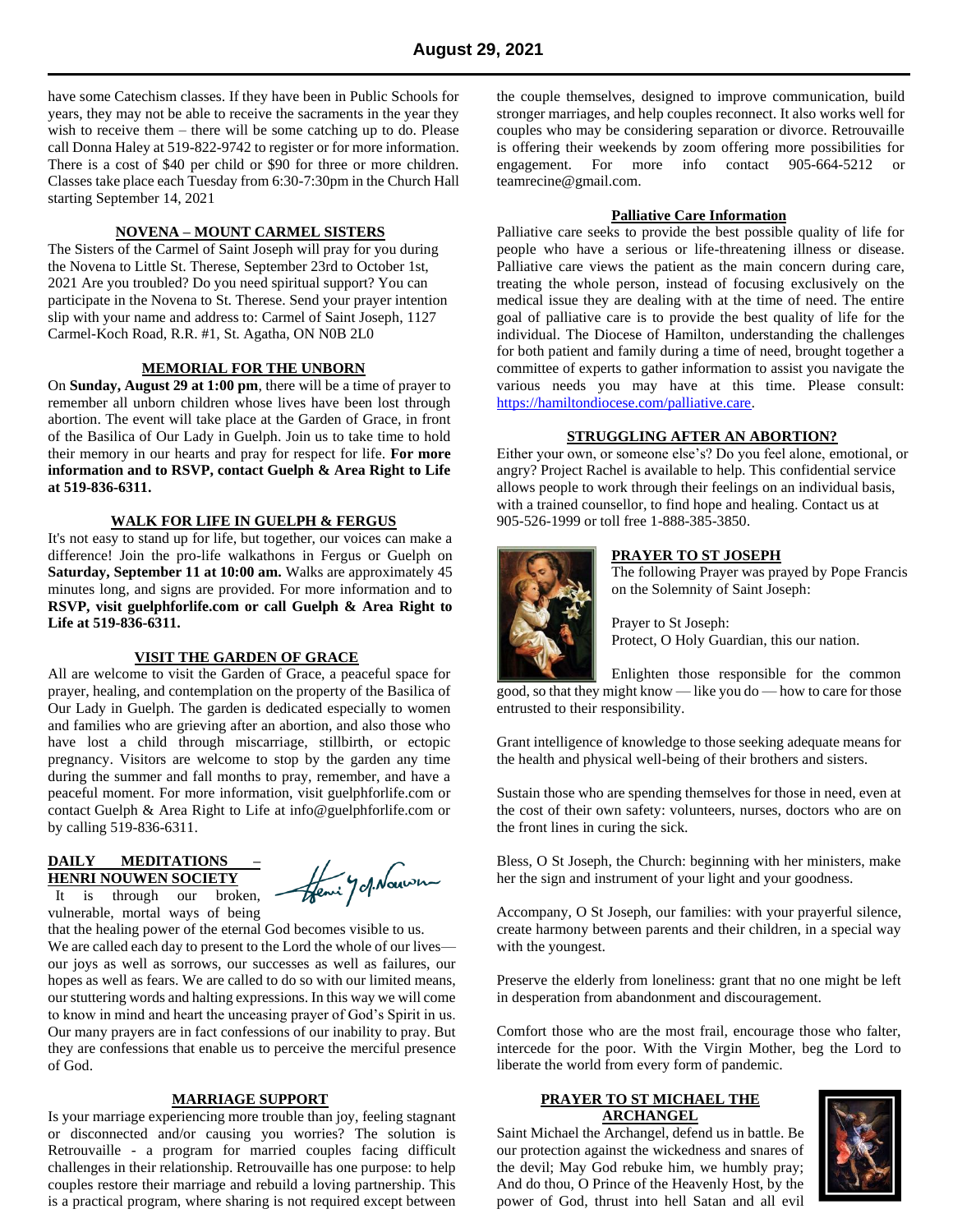have some Catechism classes. If they have been in Public Schools for years, they may not be able to receive the sacraments in the year they wish to receive them – there will be some catching up to do. Please call Donna Haley at 519-822-9742 to register or for more information. There is a cost of $40 per child or $90 for three or more children. Classes take place each Tuesday from 6:30-7:30pm in the Church Hall starting September 14, 2021

## NOVENA – MOUNT CARMEL SISTERS

The Sisters of the Carmel of Saint Joseph will pray for you during the Novena to Little St. Therese, September 23rd to October 1st, 2021 Are you troubled? Do you need spiritual support? You can participate in the Novena to St. Therese. Send your prayer intention slip with your name and address to: Carmel of Saint Joseph, 1127 Carmel-Koch Road, R.R. #1, St. Agatha, ON N0B 2L0

## MEMORIAL FOR THE UNBORN

On **Sunday, August 29 at 1:00 pm**, there will be a time of prayer to remember all unborn children whose lives have been lost through abortion. The event will take place at the Garden of Grace, in front of the Basilica of Our Lady in Guelph. Join us to take time to hold their memory in our hearts and pray for respect for life. **For more information and to RSVP, contact Guelph & Area Right to Life at 519-836-6311.**

## WALK FOR LIFE IN GUELPH & FERGUS

It's not easy to stand up for life, but together, our voices can make a difference! Join the pro-life walkathons in Fergus or Guelph on **Saturday, September 11 at 10:00 am.** Walks are approximately 45 minutes long, and signs are provided. For more information and to **RSVP, visit guelphforlife.com or call Guelph & Area Right to Life at 519-836-6311.**

## VISIT THE GARDEN OF GRACE

All are welcome to visit the Garden of Grace, a peaceful space for prayer, healing, and contemplation on the property of the Basilica of Our Lady in Guelph. The garden is dedicated especially to women and families who are grieving after an abortion, and also those who have lost a child through miscarriage, stillbirth, or ectopic pregnancy. Visitors are welcome to stop by the garden any time during the summer and fall months to pray, remember, and have a peaceful moment. For more information, visit guelphforlife.com or contact Guelph & Area Right to Life at info@guelphforlife.com or by calling 519-836-6311.

## DAILY MEDITATIONS – HENRI NOUWEN SOCIETY

It is through our broken, vulnerable, mortal ways of being that the healing power of the eternal God becomes visible to us. We are called each day to present to the Lord the whole of our lives—our joys as well as sorrows, our successes as well as failures, our hopes as well as fears. We are called to do so with our limited means, our stuttering words and halting expressions. In this way we will come to know in mind and heart the unceasing prayer of God's Spirit in us. Our many prayers are in fact confessions of our inability to pray. But they are confessions that enable us to perceive the merciful presence of God.

## MARRIAGE SUPPORT

Is your marriage experiencing more trouble than joy, feeling stagnant or disconnected and/or causing you worries? The solution is Retrouvaille - a program for married couples facing difficult challenges in their relationship. Retrouvaille has one purpose: to help couples restore their marriage and rebuild a loving partnership. This is a practical program, where sharing is not required except between the couple themselves, designed to improve communication, build stronger marriages, and help couples reconnect. It also works well for couples who may be considering separation or divorce. Retrouvaille is offering their weekends by zoom offering more possibilities for engagement. For more info contact 905-664-5212 or teamrecine@gmail.com.

## Palliative Care Information

Palliative care seeks to provide the best possible quality of life for people who have a serious or life-threatening illness or disease. Palliative care views the patient as the main concern during care, treating the whole person, instead of focusing exclusively on the medical issue they are dealing with at the time of need. The entire goal of palliative care is to provide the best quality of life for the individual. The Diocese of Hamilton, understanding the challenges for both patient and family during a time of need, brought together a committee of experts to gather information to assist you navigate the various needs you may have at this time. Please consult: https://hamiltondiocese.com/palliative.care.

## STRUGGLING AFTER AN ABORTION?

Either your own, or someone else's? Do you feel alone, emotional, or angry? Project Rachel is available to help. This confidential service allows people to work through their feelings on an individual basis, with a trained counsellor, to find hope and healing. Contact us at 905-526-1999 or toll free 1-888-385-3850.

## PRAYER TO ST JOSEPH

The following Prayer was prayed by Pope Francis on the Solemnity of Saint Joseph:

Prayer to St Joseph:
Protect, O Holy Guardian, this our nation.

Enlighten those responsible for the common good, so that they might know — like you do — how to care for those entrusted to their responsibility.

Grant intelligence of knowledge to those seeking adequate means for the health and physical well-being of their brothers and sisters.

Sustain those who are spending themselves for those in need, even at the cost of their own safety: volunteers, nurses, doctors who are on the front lines in curing the sick.

Bless, O St Joseph, the Church: beginning with her ministers, make her the sign and instrument of your light and your goodness.

Accompany, O St Joseph, our families: with your prayerful silence, create harmony between parents and their children, in a special way with the youngest.

Preserve the elderly from loneliness: grant that no one might be left in desperation from abandonment and discouragement.

Comfort those who are the most frail, encourage those who falter, intercede for the poor. With the Virgin Mother, beg the Lord to liberate the world from every form of pandemic.

## PRAYER TO ST MICHAEL THE ARCHANGEL

Saint Michael the Archangel, defend us in battle. Be our protection against the wickedness and snares of the devil; May God rebuke him, we humbly pray; And do thou, O Prince of the Heavenly Host, by the power of God, thrust into hell Satan and all evil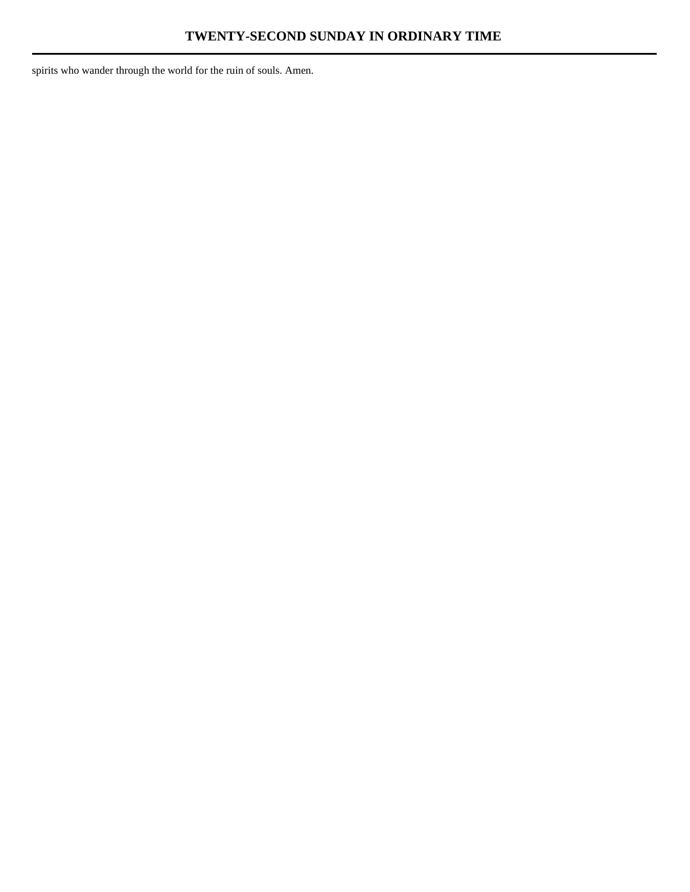spirits who wander through the world for the ruin of souls. Amen.